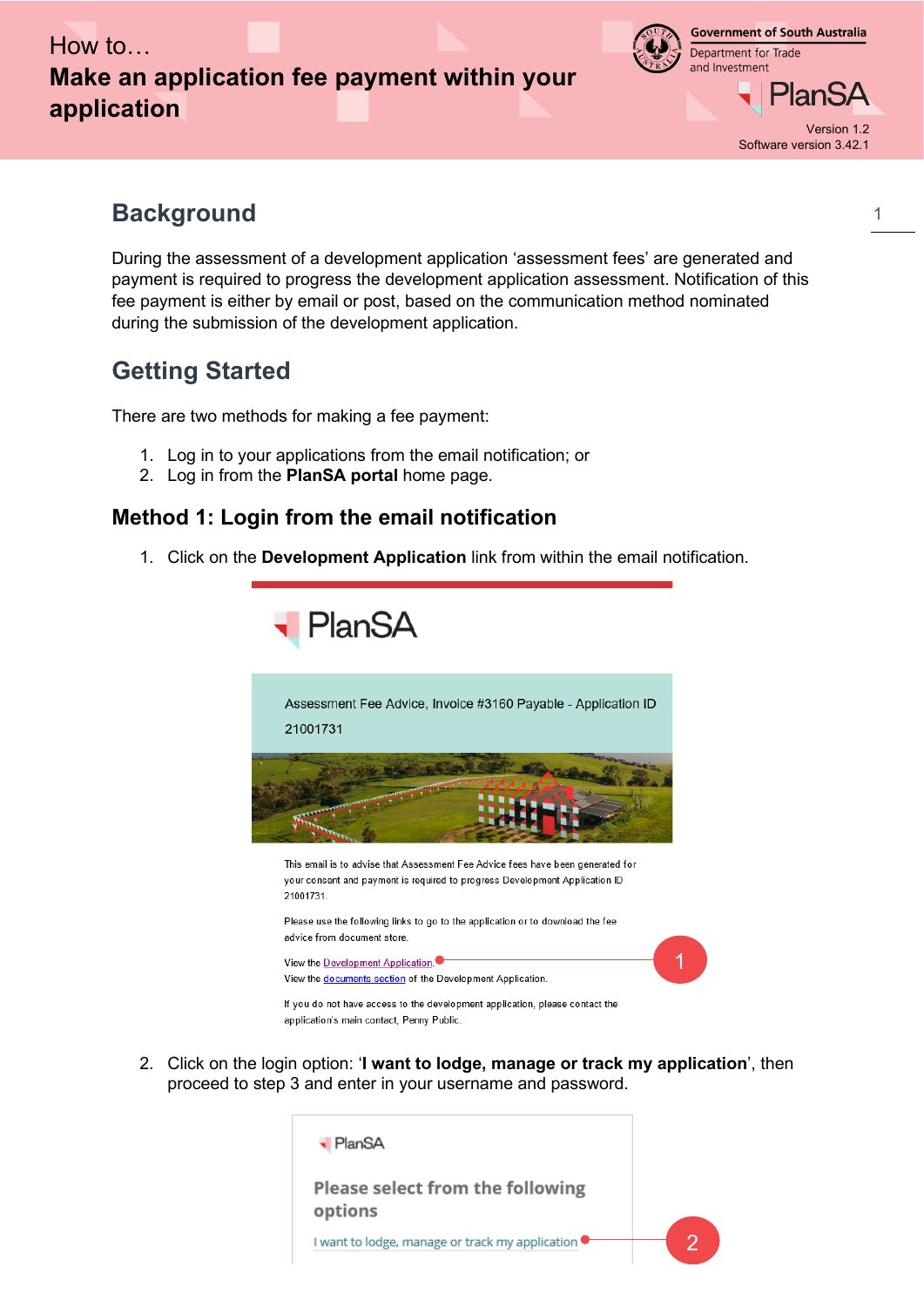How to…

# Make an application fee payment within your application

Government of South Australia
Department for Trade and Investment

PlanSA

Version 1.2
Software version 3.42.1

## Background

During the assessment of a development application 'assessment fees' are generated and payment is required to progress the development application assessment. Notification of this fee payment is either by email or post, based on the communication method nominated during the submission of the development application.

## Getting Started

There are two methods for making a fee payment:

1. Log in to your applications from the email notification; or
2. Log in from the **PlanSA portal** home page.

### Method 1: Login from the email notification

1. Click on the **Development Application** link from within the email notification.

PlanSA

Assessment Fee Advice, Invoice #3160 Payable - Application ID 21001731

This email is to advise that Assessment Fee Advice fees have been generated for your consent and payment is required to progress Development Application ID 21001731.

Please use the following links to go to the application or to download the fee advice from document store.

View the Development Application. (1)
View the documents section of the Development Application.

If you do not have access to the development application, please contact the application's main contact, Penny Public.

2. Click on the login option: '**I want to lodge, manage or track my application**', then proceed to step 3 and enter in your username and password.

PlanSA

Please select from the following options

I want to lodge, manage or track my application (2)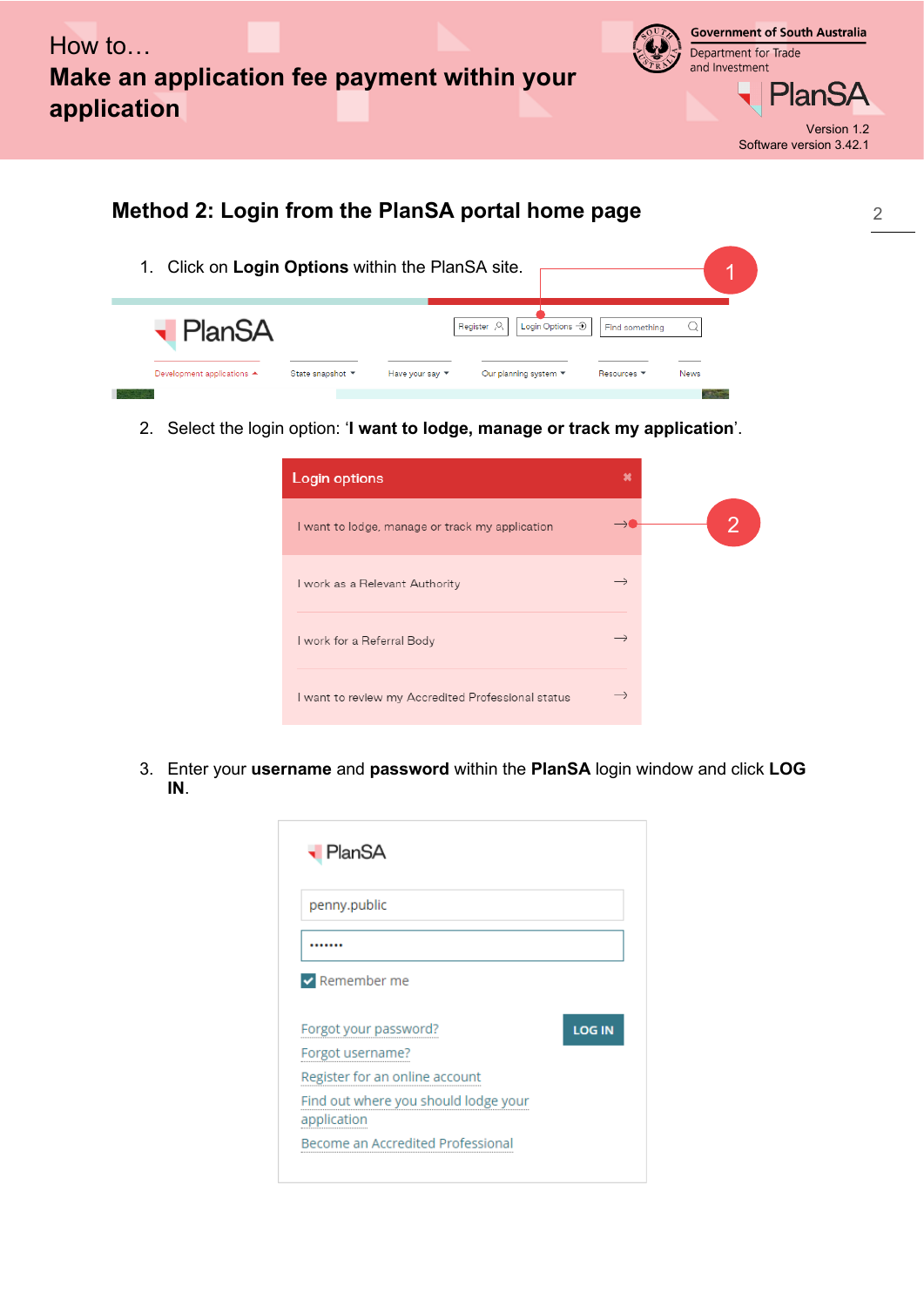## Method 2: Login from the PlanSA portal home page

1. Click on **Login Options** within the PlanSA site.

2. Select the login option: '**I want to lodge, manage or track my application**'.

3. Enter your **username** and **password** within the **PlanSA** login window and click **LOG IN**.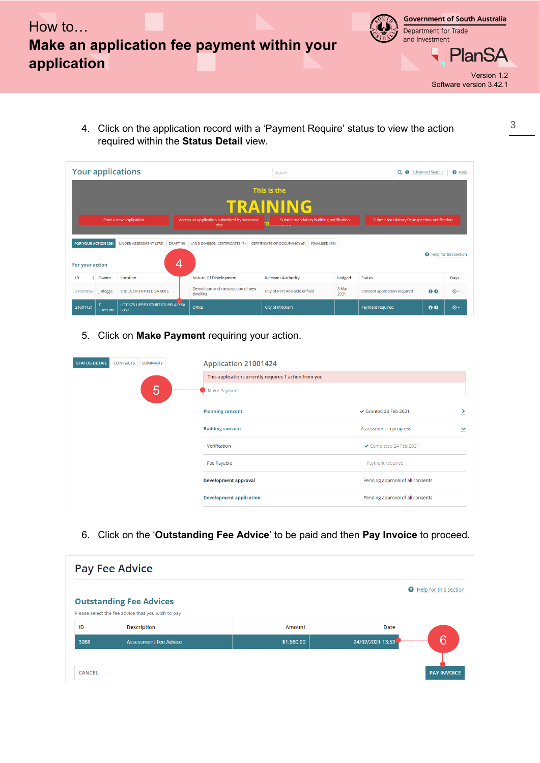4. Click on the application record with a ‘Payment Require’ status to view the action required within the **Status Detail** view.

5. Click on **Make Payment** requiring your action.

6. Click on the ‘**Outstanding Fee Advice**’ to be paid and then **Pay Invoice** to proceed.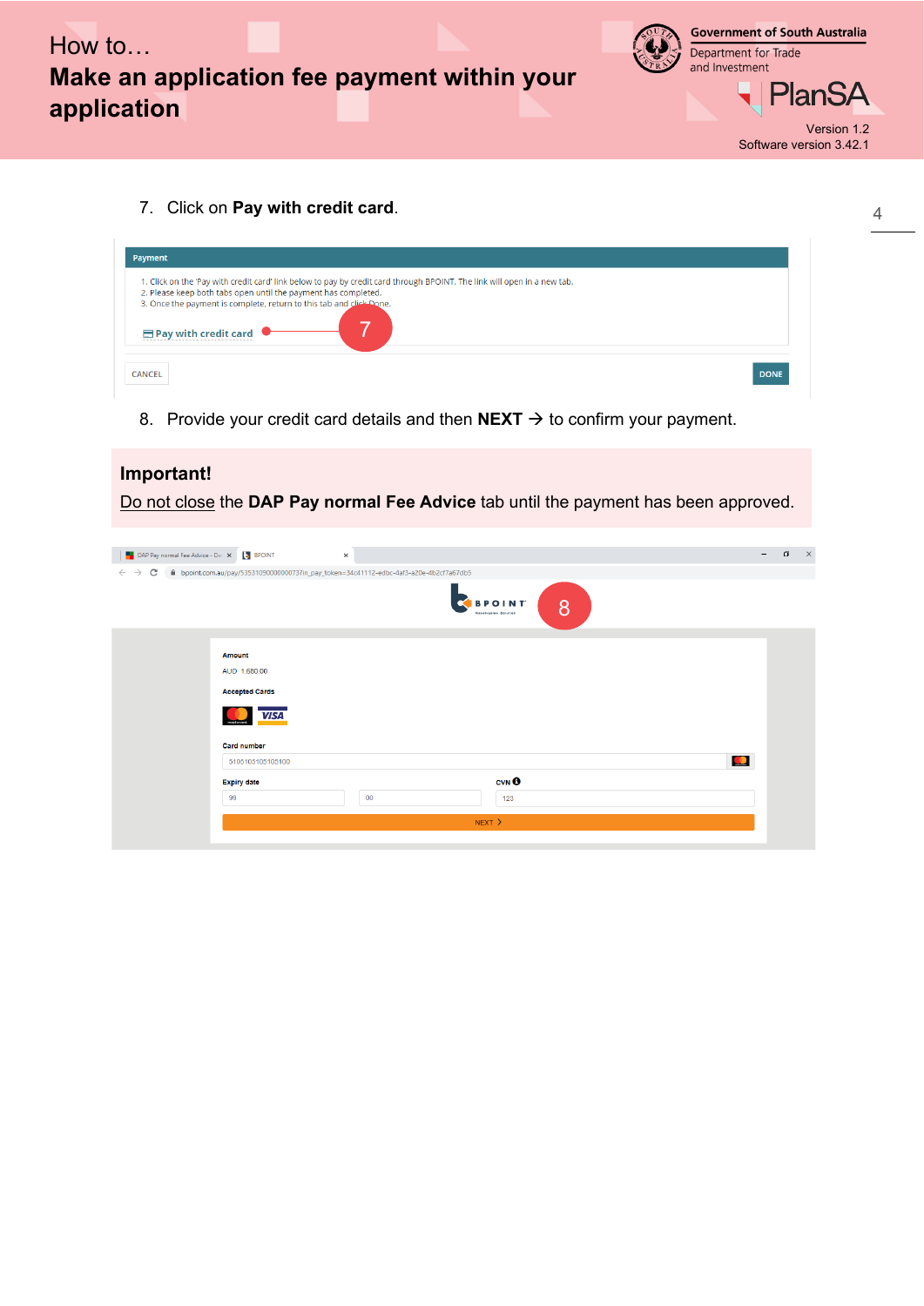7. Click on **Pay with credit card**.

**Payment**

1. Click on the 'Pay with credit card' link below to pay by credit card through BPOINT. The link will open in a new tab.
2. Please keep both tabs open until the payment has completed.
3. Once the payment is complete, return to this tab and click Done.

Pay with credit card

CANCEL DONE

8. Provide your credit card details and then **NEXT** → to confirm your payment.

**Important!**

Do not close the **DAP Pay normal Fee Advice** tab until the payment has been approved.

Amount

AUD 1,680.00

Accepted Cards

Card number

5105105105105100

Expiry date

99 00

CVN

123

NEXT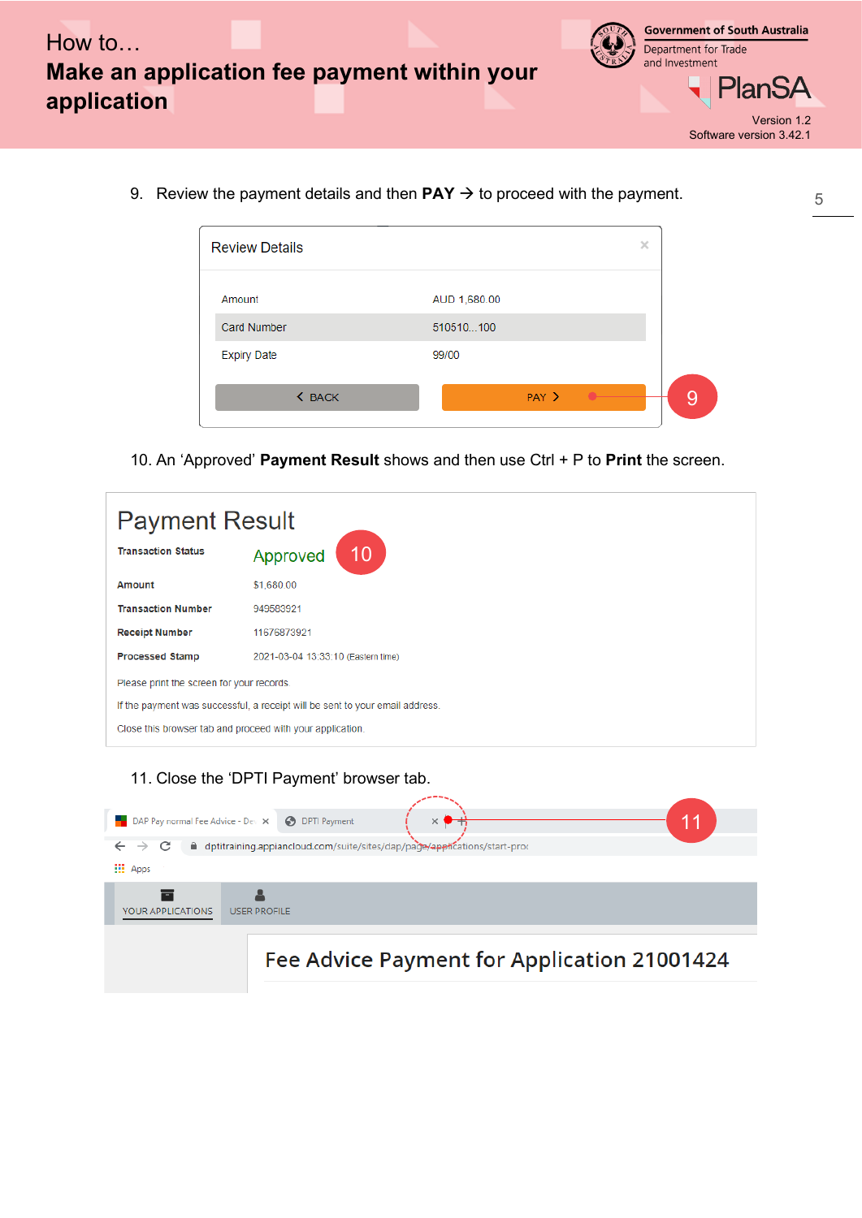9. Review the payment details and then **PAY** → to proceed with the payment.

Review Details

| | |
|---|---|
| Amount | AUD 1,680.00 |
| Card Number | 510510...100 |
| Expiry Date | 99/00 |

BACK | PAY

10. An ‘Approved’ **Payment Result** shows and then use Ctrl + P to **Print** the screen.

Payment Result

| | |
|---|---|
| **Transaction Status** | Approved |
| **Amount** | $1,680.00 |
| **Transaction Number** | 949583921 |
| **Receipt Number** | 11676873921 |
| **Processed Stamp** | 2021-03-04 13:33:10 (Eastern time) |

Please print the screen for your records.

If the payment was successful, a receipt will be sent to your email address.

Close this browser tab and proceed with your application.

11. Close the ‘DPTI Payment’ browser tab.

DAP Pay normal Fee Advice - De | DPTI Payment

dptitraining.appiancloud.com/suite/sites/dap/page/applications/start-proc

YOUR APPLICATIONS | USER PROFILE

Fee Advice Payment for Application 21001424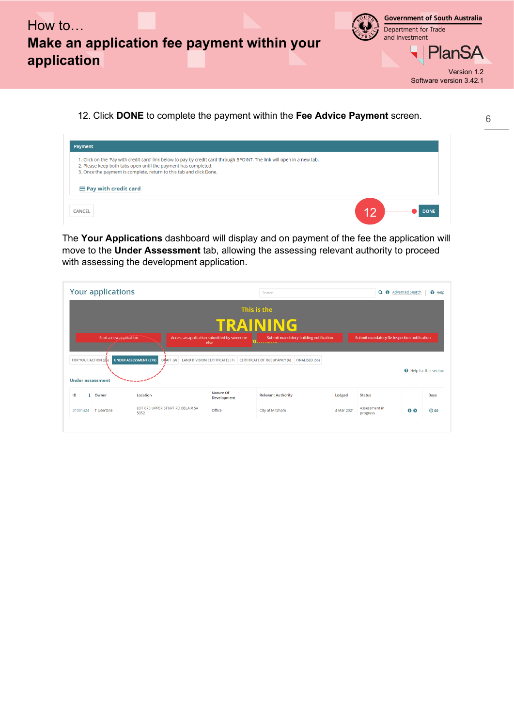12. Click **DONE** to complete the payment within the **Fee Advice Payment** screen.

The **Your Applications** dashboard will display and on payment of the fee the application will move to the **Under Assessment** tab, allowing the assessing relevant authority to proceed with assessing the development application.